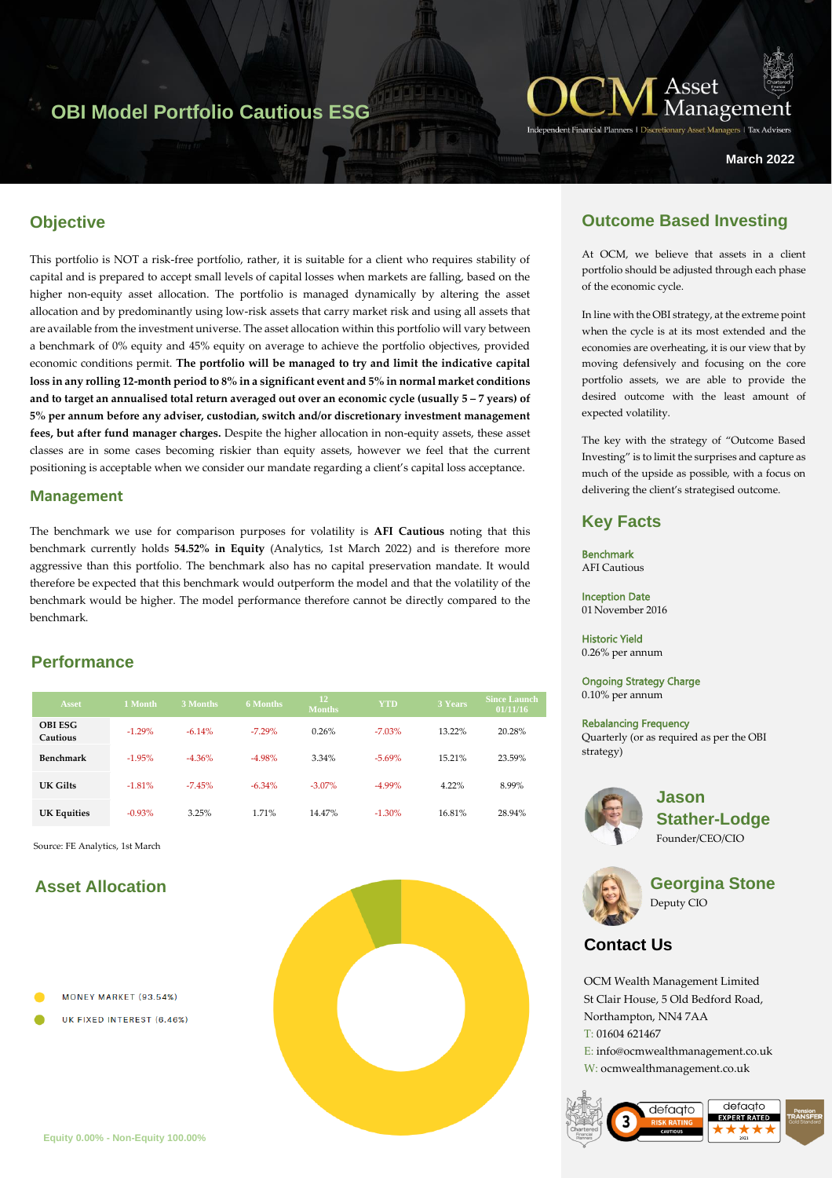# OBI Model Portfolio Cautious ESG

OCM Asset Management

Independent Financial Planners | Discretionary Asset Managers | Tax Advisers

March 2022

## Objective

This portfolio is NOT a risk-free portfolio, rather, it is suitable for a client who requires stability of capital and is prepared to accept small levels of capital losses when markets are falling, based on the higher non-equity asset allocation. The portfolio is managed dynamically by altering the asset allocation and by predominantly using low-risk assets that carry market risk and using all assets that are available from the investment universe. The asset allocation within this portfolio will vary between a benchmark of 0% equity and 45% equity on average to achieve the portfolio objectives, provided economic conditions permit. **The portfolio will be managed to try and limit the indicative capital loss in any rolling 12-month period to 8% in a significant event and 5% in normal market conditions and to target an annualised total return averaged out over an economic cycle (usually 5 – 7 years) of 5% per annum before any adviser, custodian, switch and/or discretionary investment management fees, but after fund manager charges.** Despite the higher allocation in non-equity assets, these asset classes are in some cases becoming riskier than equity assets, however we feel that the current positioning is acceptable when we consider our mandate regarding a client's capital loss acceptance.

### Management

The benchmark we use for comparison purposes for volatility is **AFI Cautious** noting that this benchmark currently holds **54.52% in Equity** (Analytics, 1st March 2022) and is therefore more aggressive than this portfolio. The benchmark also has no capital preservation mandate. It would therefore be expected that this benchmark would outperform the model and that the volatility of the benchmark would be higher. The model performance therefore cannot be directly compared to the benchmark.

## Performance

| Asset | 1 Month | 3 Months | 6 Months | 12 Months | YTD | 3 Years | Since Launch 01/11/16 |
|---|---|---|---|---|---|---|---|
| OBI ESG Cautious | -1.29% | -6.14% | -7.29% | 0.26% | -7.03% | 13.22% | 20.28% |
| Benchmark | -1.95% | -4.36% | -4.98% | 3.34% | -5.69% | 15.21% | 23.59% |
| UK Gilts | -1.81% | -7.45% | -6.34% | -3.07% | -4.99% | 4.22% | 8.99% |
| UK Equities | -0.93% | 3.25% | 1.71% | 14.47% | -1.30% | 16.81% | 28.94% |

Source: FE Analytics, 1st March

## Asset Allocation

- MONEY MARKET (93.54%)
- UK FIXED INTEREST (6.46%)

Equity 0.00% - Non-Equity 100.00%

## Outcome Based Investing

At OCM, we believe that assets in a client portfolio should be adjusted through each phase of the economic cycle.

In line with the OBI strategy, at the extreme point when the cycle is at its most extended and the economies are overheating, it is our view that by moving defensively and focusing on the core portfolio assets, we are able to provide the desired outcome with the least amount of expected volatility.

The key with the strategy of "Outcome Based Investing" is to limit the surprises and capture as much of the upside as possible, with a focus on delivering the client's strategised outcome.

## Key Facts

**Benchmark**
AFI Cautious

**Inception Date**
01 November 2016

**Historic Yield**
0.26% per annum

**Ongoing Strategy Charge**
0.10% per annum

**Rebalancing Frequency**
Quarterly (or as required as per the OBI strategy)

**Jason Stather-Lodge**
Founder/CEO/CIO

**Georgina Stone**
Deputy CIO

## Contact Us

OCM Wealth Management Limited
St Clair House, 5 Old Bedford Road,
Northampton, NN4 7AA
T: 01604 621467
E: info@ocmwealthmanagement.co.uk
W: ocmwealthmanagement.co.uk

defaqto RISK RATING 3 CAUTIOUS | defaqto EXPERT RATED 2021 | Pension Transfer Gold Standard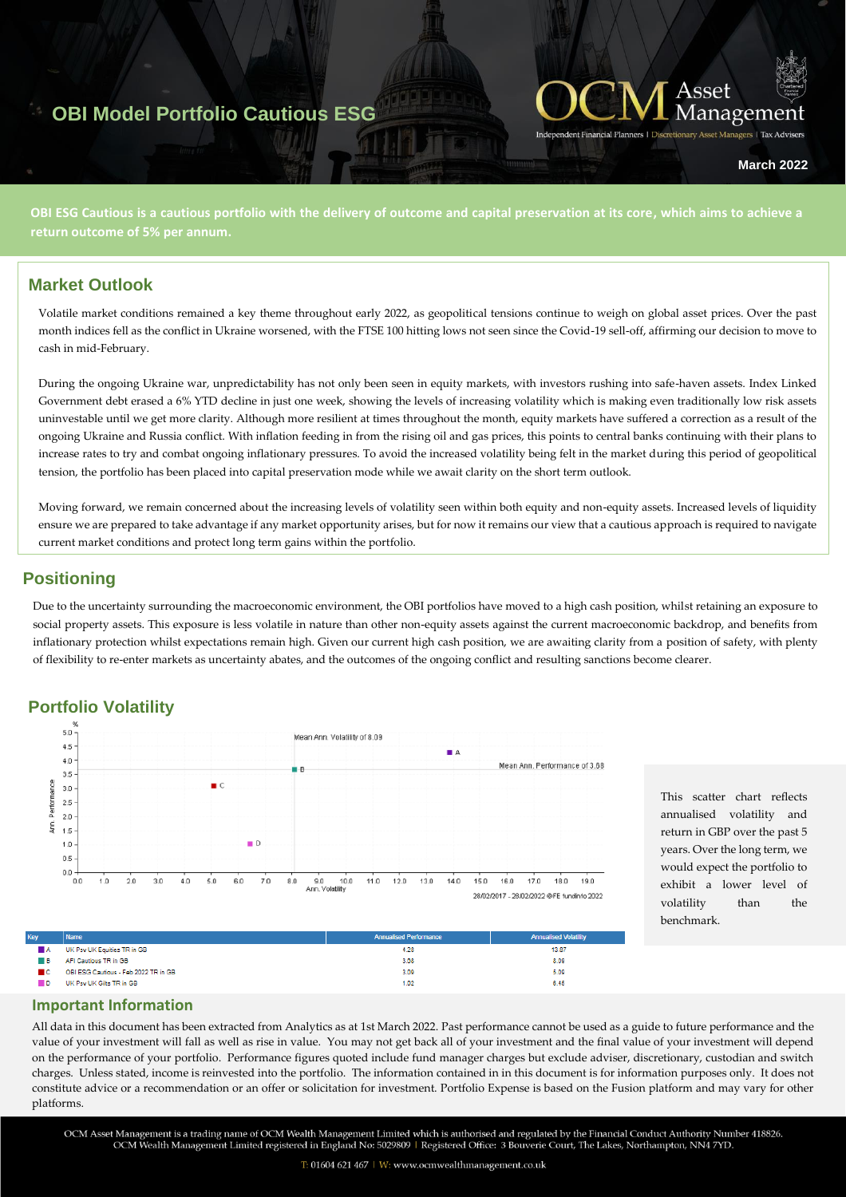# OBI Model Portfolio Cautious ESG

**OCM Asset Management**

Independent Financial Planners | Discretionary Asset Managers | Tax Advisers

**March 2022**

**OBI ESG Cautious is a cautious portfolio with the delivery of outcome and capital preservation at its core, which aims to achieve a return outcome of 5% per annum.**

## Market Outlook

Volatile market conditions remained a key theme throughout early 2022, as geopolitical tensions continue to weigh on global asset prices. Over the past month indices fell as the conflict in Ukraine worsened, with the FTSE 100 hitting lows not seen since the Covid-19 sell-off, affirming our decision to move to cash in mid-February.

During the ongoing Ukraine war, unpredictability has not only been seen in equity markets, with investors rushing into safe-haven assets. Index Linked Government debt erased a 6% YTD decline in just one week, showing the levels of increasing volatility which is making even traditionally low risk assets uninvestable until we get more clarity. Although more resilient at times throughout the month, equity markets have suffered a correction as a result of the ongoing Ukraine and Russia conflict. With inflation feeding in from the rising oil and gas prices, this points to central banks continuing with their plans to increase rates to try and combat ongoing inflationary pressures. To avoid the increased volatility being felt in the market during this period of geopolitical tension, the portfolio has been placed into capital preservation mode while we await clarity on the short term outlook.

Moving forward, we remain concerned about the increasing levels of volatility seen within both equity and non-equity assets. Increased levels of liquidity ensure we are prepared to take advantage if any market opportunity arises, but for now it remains our view that a cautious approach is required to navigate current market conditions and protect long term gains within the portfolio.

## Positioning

Due to the uncertainty surrounding the macroeconomic environment, the OBI portfolios have moved to a high cash position, whilst retaining an exposure to social property assets. This exposure is less volatile in nature than other non-equity assets against the current macroeconomic backdrop, and benefits from inflationary protection whilst expectations remain high. Given our current high cash position, we are awaiting clarity from a position of safety, with plenty of flexibility to re-enter markets as uncertainty abates, and the outcomes of the ongoing conflict and resulting sanctions become clearer.

## Portfolio Volatility

%

Ann. Performance

Ann. Volatility

Mean Ann. Volatility of 8.09

Mean Ann. Performance of 3.68

A

B

C

D

28/02/2017 - 28/02/2022 ©FE fundinfo 2022

This scatter chart reflects annualised volatility and return in GBP over the past 5 years. Over the long term, we would expect the portfolio to exhibit a lower level of volatility than the benchmark.

| Key | Name | Annualised Performance | Annualised Volatility |
|---|---|---|---|
| A | UK Pov UK Equities TR in GB | 4.28 | 13.87 |
| B | AFI Cautious TR in GB | 3.68 | 8.09 |
| C | OBI ESG Cautious - Feb 2022 TR in GB | 3.09 | 5.09 |
| D | UK Pov UK Gilts TR in GB | 1.02 | 6.45 |

## Important Information

All data in this document has been extracted from Analytics as at 1st March 2022. Past performance cannot be used as a guide to future performance and the value of your investment will fall as well as rise in value. You may not get back all of your investment and the final value of your investment will depend on the performance of your portfolio. Performance figures quoted include fund manager charges but exclude adviser, discretionary, custodian and switch charges. Unless stated, income is reinvested into the portfolio. The information contained in in this document is for information purposes only. It does not constitute advice or a recommendation or an offer or solicitation for investment. Portfolio Expense is based on the Fusion platform and may vary for other platforms.

OCM Asset Management is a trading name of OCM Wealth Management Limited which is authorised and regulated by the Financial Conduct Authority Number 418826. OCM Wealth Management Limited registered in England No: 5029809 | Registered Office: 3 Bouverie Court, The Lakes, Northampton, NN4 7YD.

T: 01604 621 467 | W: www.ocmwealthmanagement.co.uk